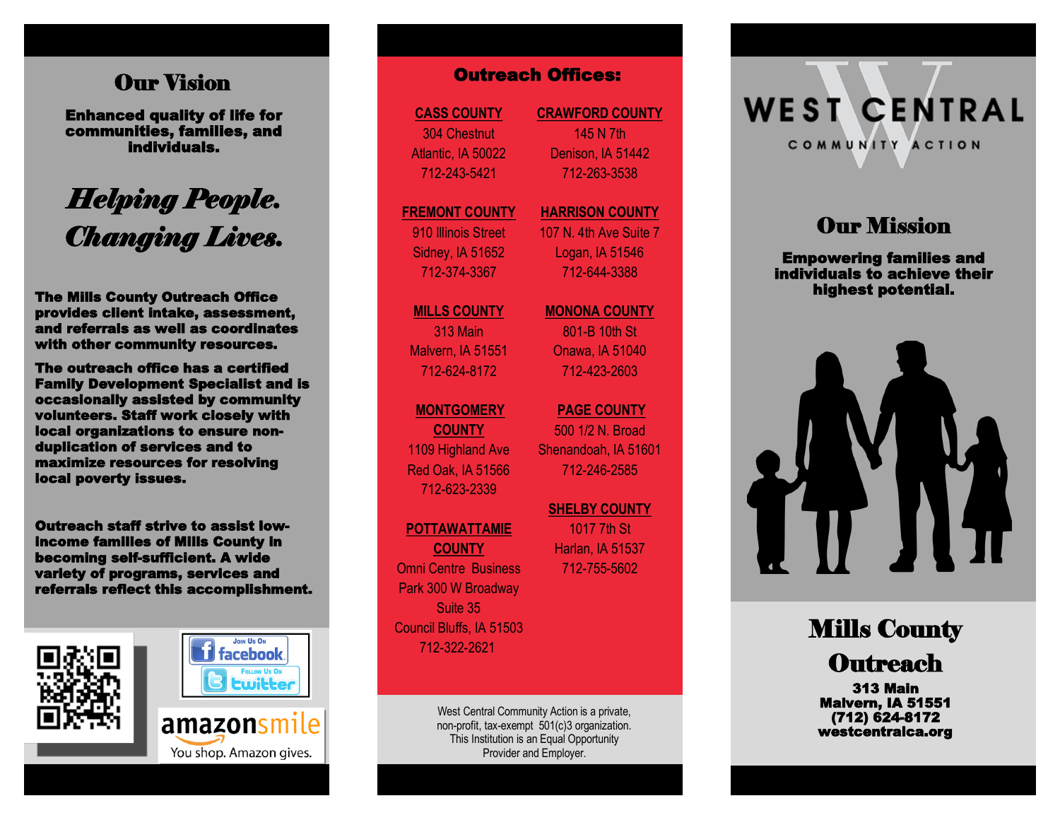## Our Vision

**Enhanced quality of life for communities, families, and individuals.**

***Helping People. Changing Lives.***

**The Mills County Outreach Office provides client intake, assessment, and referrals as well as coordinates with other community resources.**

**The outreach office has a certified Family Development Specialist and is occasionally assisted by community volunteers. Staff work closely with local organizations to ensure non-duplication of services and to maximize resources for resolving local poverty issues.**

**Outreach staff strive to assist low-income families of Mills County in becoming self-sufficient. A wide variety of programs, services and referrals reflect this accomplishment.**

Join Us On facebook

Follow Us On twitter

amazonsmile
You shop. Amazon gives.

## Outreach Offices:

**CASS COUNTY**
304 Chestnut
Atlantic, IA 50022
712-243-5421

**CRAWFORD COUNTY**
145 N 7th
Denison, IA 51442
712-263-3538

**FREMONT COUNTY**
910 Illinois Street
Sidney, IA 51652
712-374-3367

**HARRISON COUNTY**
107 N. 4th Ave Suite 7
Logan, IA 51546
712-644-3388

**MILLS COUNTY**
313 Main
Malvern, IA 51551
712-624-8172

**MONONA COUNTY**
801-B 10th St
Onawa, IA 51040
712-423-2603

**MONTGOMERY COUNTY**
1109 Highland Ave
Red Oak, IA 51566
712-623-2339

**PAGE COUNTY**
500 1/2 N. Broad
Shenandoah, IA 51601
712-246-2585

**POTTAWATTAMIE COUNTY**
Omni Centre Business Park 300 W Broadway
Suite 35
Council Bluffs, IA 51503
712-322-2621

**SHELBY COUNTY**
1017 7th St
Harlan, IA 51537
712-755-5602

West Central Community Action is a private, non-profit, tax-exempt 501(c)3 organization. This Institution is an Equal Opportunity Provider and Employer.

# WEST CENTRAL COMMUNITY ACTION

## Our Mission

**Empowering families and individuals to achieve their highest potential.**

## Mills County Outreach

**313 Main**
**Malvern, IA 51551**
**(712) 624-8172**
**westcentralca.org**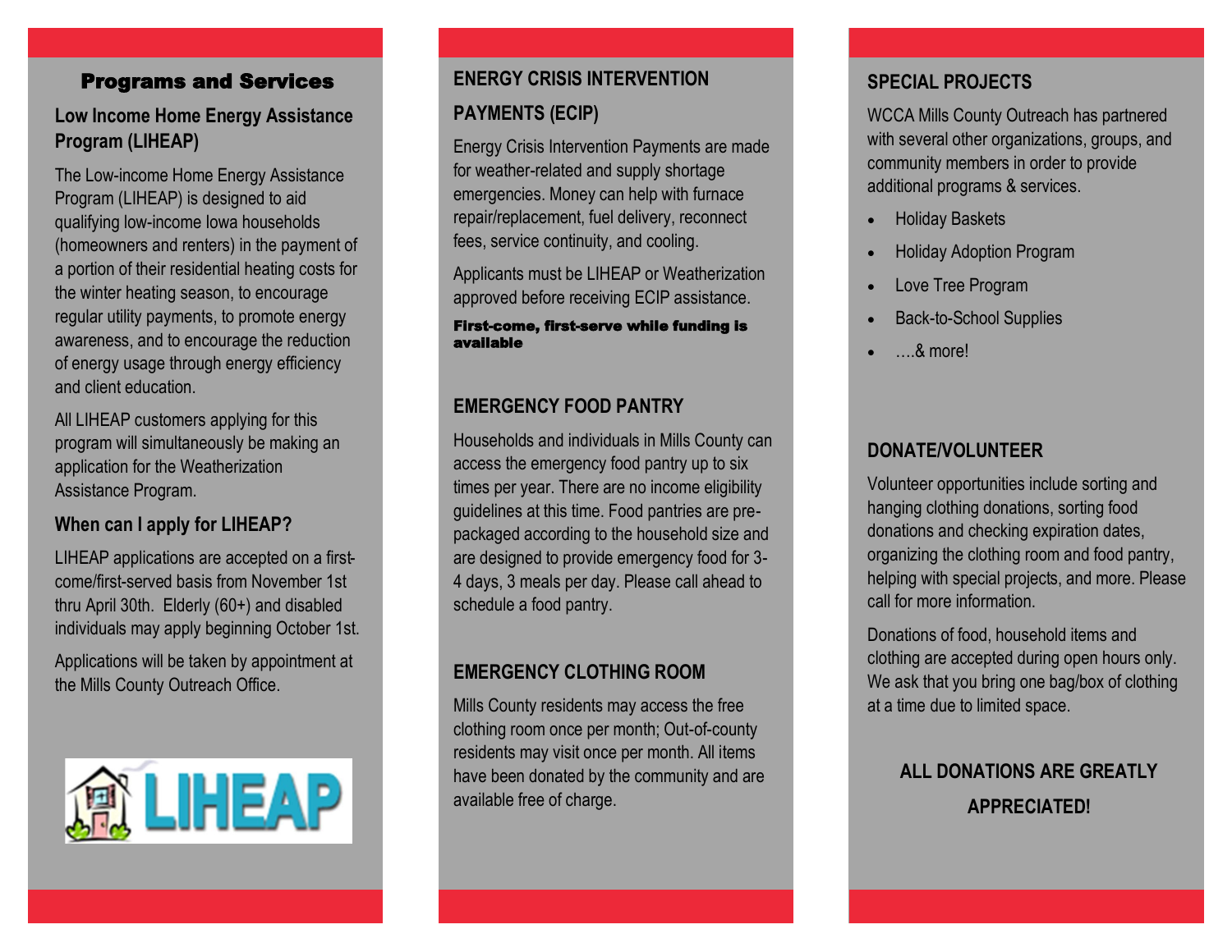## Programs and Services

### Low Income Home Energy Assistance Program (LIHEAP)

The Low-income Home Energy Assistance Program (LIHEAP) is designed to aid qualifying low-income Iowa households (homeowners and renters) in the payment of a portion of their residential heating costs for the winter heating season, to encourage regular utility payments, to promote energy awareness, and to encourage the reduction of energy usage through energy efficiency and client education.

All LIHEAP customers applying for this program will simultaneously be making an application for the Weatherization Assistance Program.

### When can I apply for LIHEAP?

LIHEAP applications are accepted on a first-come/first-served basis from November 1st thru April 30th. Elderly (60+) and disabled individuals may apply beginning October 1st.

Applications will be taken by appointment at the Mills County Outreach Office.

### ENERGY CRISIS INTERVENTION PAYMENTS (ECIP)

Energy Crisis Intervention Payments are made for weather-related and supply shortage emergencies. Money can help with furnace repair/replacement, fuel delivery, reconnect fees, service continuity, and cooling.

Applicants must be LIHEAP or Weatherization approved before receiving ECIP assistance.

**First-come, first-serve while funding is available**

### EMERGENCY FOOD PANTRY

Households and individuals in Mills County can access the emergency food pantry up to six times per year. There are no income eligibility guidelines at this time. Food pantries are pre-packaged according to the household size and are designed to provide emergency food for 3-4 days, 3 meals per day. Please call ahead to schedule a food pantry.

### EMERGENCY CLOTHING ROOM

Mills County residents may access the free clothing room once per month; Out-of-county residents may visit once per month. All items have been donated by the community and are available free of charge.

### SPECIAL PROJECTS

WCCA Mills County Outreach has partnered with several other organizations, groups, and community members in order to provide additional programs & services.

- Holiday Baskets
- Holiday Adoption Program
- Love Tree Program
- Back-to-School Supplies
- ….& more!

### DONATE/VOLUNTEER

Volunteer opportunities include sorting and hanging clothing donations, sorting food donations and checking expiration dates, organizing the clothing room and food pantry, helping with special projects, and more. Please call for more information.

Donations of food, household items and clothing are accepted during open hours only. We ask that you bring one bag/box of clothing at a time due to limited space.

**ALL DONATIONS ARE GREATLY APPRECIATED!**